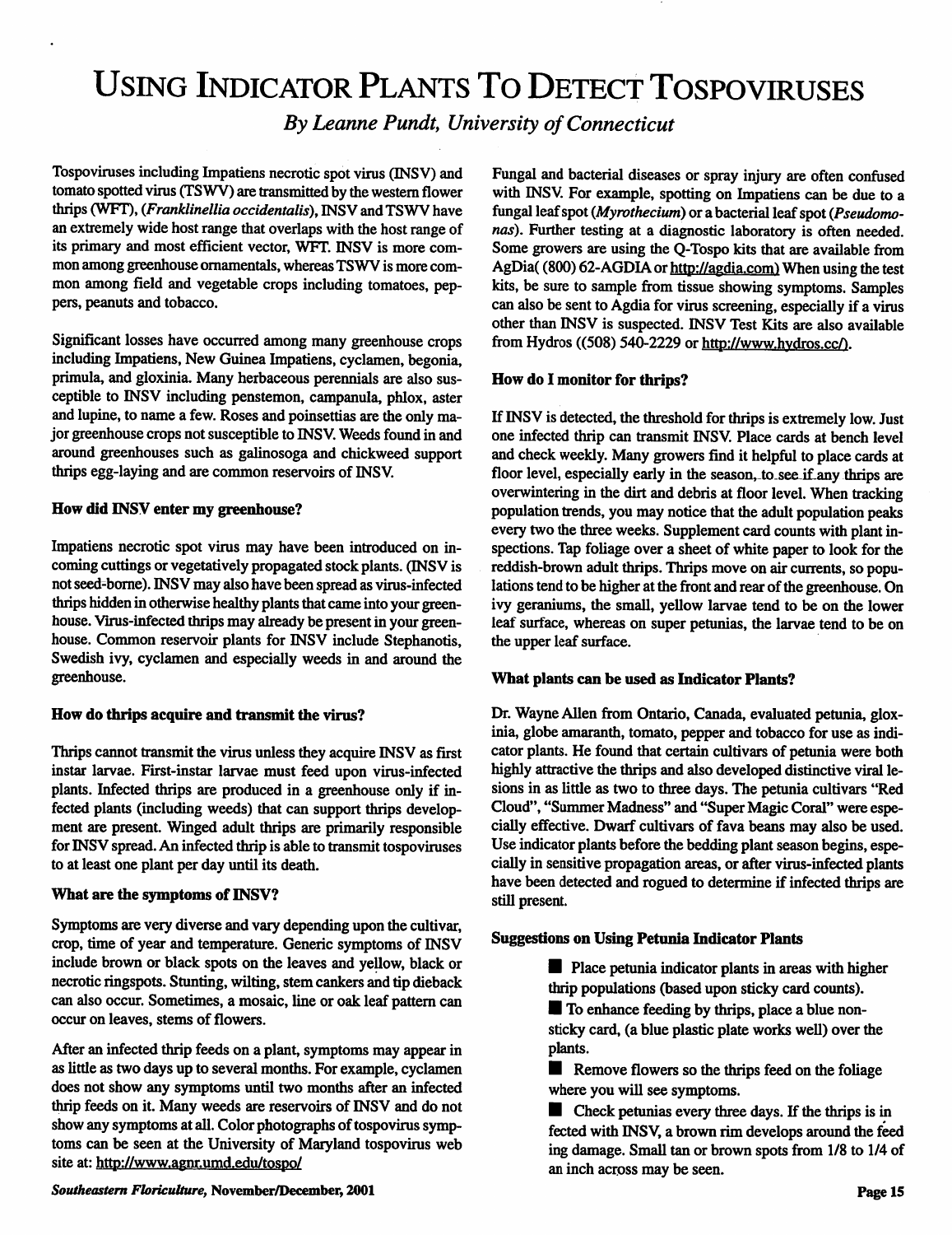# Using Indicator Plants To Detect Tospoviruses

*By Leanne Pundt, University of Connecticut*

Tospoviruses including Impatiens necrotic spot virus (INSV) and tomato spotted virus (TSWV) are transmitted by the western flower thrips (WFT), (*Franklinellia occidentalis*), INSV and TSWV have an extremely wide host range that overlaps with the host range of its primary and most efficient vector, WFT. INSV is more common among greenhouse ornamentals, whereas TSWV is more common among field and vegetable crops including tomatoes, peppers, peanuts and tobacco.

Significant losses have occurred among many greenhouse crops including Impatiens, New Guinea Impatiens, cyclamen, begonia, primula, and gloxinia. Many herbaceous perennials are also susceptible to INSV including penstemon, campanula, phlox, aster and lupine, to name a few. Roses and poinsettias are the only major greenhouse crops not susceptible to INSV. Weeds found in and around greenhouses such as galinosoga and chickweed support thrips egg-laying and are common reservoirs of INSV.

### How did INSV enter my greenhouse?

Impatiens necrotic spot virus may have been introduced on incoming cuttings or vegetatively propagated stock plants. (INSV is not seed-borne). INSV may also have been spread as virus-infected thrips hidden in otherwise healthy plants that came into your greenhouse. Virus-infected thrips may already be present in your greenhouse. Common reservoir plants for INSV include Stephanotis, Swedish ivy, cyclamen and especially weeds in and around the greenhouse.

### How do thrips acquire and transmit the virus?

Thrips cannot transmit the virus unless they acquire INSV as first instar larvae. First-instar larvae must feed upon virus-infected plants. Infected thrips are produced in a greenhouse only if infected plants (including weeds) that can support thrips development are present. Winged adult thrips are primarily responsible for INSV spread. An infected thrip is able to transmit tospoviruses to at least one plant per day until its death.

### What are the symptoms of INSV?

Symptoms are very diverse and vary depending upon the cultivar, crop, time of year and temperature. Generic symptoms of INSV include brown or black spots on the leaves and yellow, black or necrotic ringspots. Stunting, wilting, stem cankers and tip dieback can also occur. Sometimes, a mosaic, line or oak leaf pattern can occur on leaves, stems of flowers.

After an infected thrip feeds on a plant, symptoms may appear in as little as two days up to several months. For example, cyclamen does not show any symptoms until two months after an infected thrip feeds on it. Many weeds are reservoirs of INSV and do not show any symptoms at all. Color photographs of tospovirus symptoms can be seen at the University of Maryland tospovirus web site at: http://www.agnr.umd.edu/tospo/

Fungal and bacterial diseases or spray injury are often confused with INSV. For example, spotting on Impatiens can be due to a fungal leaf spot (*Myrothecium*) or a bacterial leaf spot (*Pseudomonas*). Further testing at a diagnostic laboratory is often needed. Some growers are using the Q-Tospo kits that are available from AgDia( (800) 62-AGDIA or http://agdia.com) When using the test kits, be sure to sample from tissue showing symptoms. Samples can also be sent to Agdia for virus screening, especially if a virus other than INSV is suspected. INSV Test Kits are also available from Hydros ((508) 540-2229 or http://www.hydros.cc/).

### How do I monitor for thrips?

If INSV is detected, the threshold for thrips is extremely low. Just one infected thrip can transmit INSV. Place cards at bench level and check weekly. Many growers find it helpful to place cards at floor level, especially early in the season, to see if any thrips are overwintering in the dirt and debris at floor level. When tracking population trends, you may notice that the adult population peaks every two the three weeks. Supplement card counts with plant inspections. Tap foliage over a sheet of white paper to look for the reddish-brown adult thrips. Thrips move on air currents, so populations tend to be higher at the front and rear of the greenhouse. On ivy geraniums, the small, yellow larvae tend to be on the lower leaf surface, whereas on super petunias, the larvae tend to be on the upper leaf surface.

### What plants can be used as Indicator Plants?

Dr. Wayne Allen from Ontario, Canada, evaluated petunia, gloxinia, globe amaranth, tomato, pepper and tobacco for use as indicator plants. He found that certain cultivars of petunia were both highly attractive the thrips and also developed distinctive viral lesions in as little as two to three days. The petunia cultivars "Red Cloud", "Summer Madness" and "Super Magic Coral" were especially effective. Dwarf cultivars of fava beans may also be used. Use indicator plants before the bedding plant season begins, especially in sensitive propagation areas, or after virus-infected plants have been detected and rogued to determine if infected thrips are still present.

### Suggestions on Using Petunia Indicator Plants

- Place petunia indicator plants in areas with higher thrip populations (based upon sticky card counts).
- To enhance feeding by thrips, place a blue non-sticky card, (a blue plastic plate works well) over the plants.
- Remove flowers so the thrips feed on the foliage where you will see symptoms.
- Check petunias every three days. If the thrips is in fected with INSV, a brown rim develops around the feed ing damage. Small tan or brown spots from 1/8 to 1/4 of an inch across may be seen.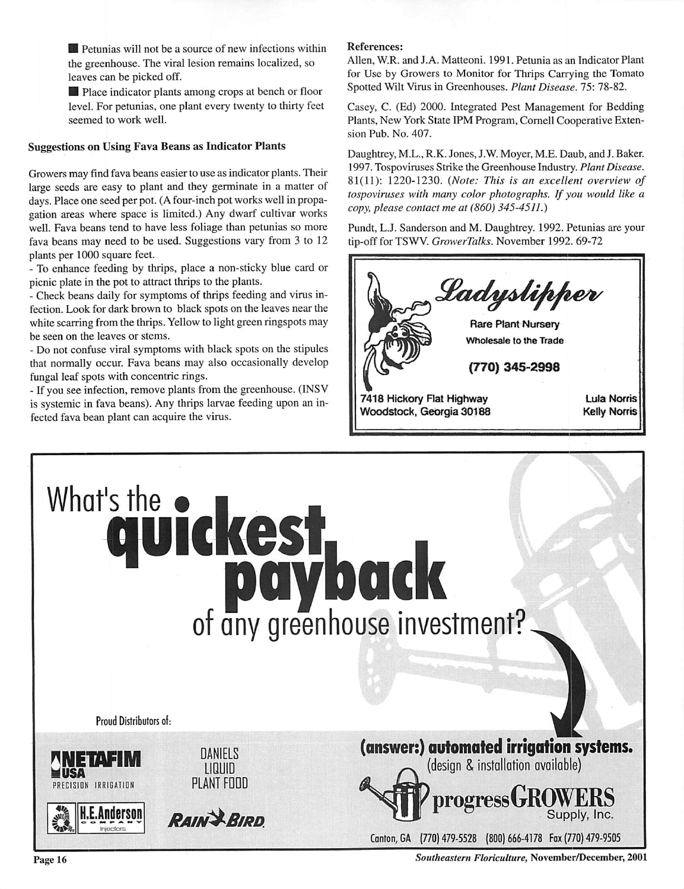- Petunias will not be a source of new infections within the greenhouse. The viral lesion remains localized, so leaves can be picked off.
- Place indicator plants among crops at bench or floor level. For petunias, one plant every twenty to thirty feet seemed to work well.

### Suggestions on Using Fava Beans as Indicator Plants

Growers may find fava beans easier to use as indicator plants. Their large seeds are easy to plant and they germinate in a matter of days. Place one seed per pot. (A four-inch pot works well in propagation areas where space is limited.) Any dwarf cultivar works well. Fava beans tend to have less foliage than petunias so more fava beans may need to be used. Suggestions vary from 3 to 12 plants per 1000 square feet.

- To enhance feeding by thrips, place a non-sticky blue card or picnic plate in the pot to attract thrips to the plants.
- Check beans daily for symptoms of thrips feeding and virus infection. Look for dark brown to black spots on the leaves near the white scarring from the thrips. Yellow to light green ringspots may be seen on the leaves or stems.
- Do not confuse viral symptoms with black spots on the stipules that normally occur. Fava beans may also occasionally develop fungal leaf spots with concentric rings.
- If you see infection, remove plants from the greenhouse. (INSV is systemic in fava beans). Any thrips larvae feeding upon an infected fava bean plant can acquire the virus.

**References:**

Allen, W.R. and J.A. Matteoni. 1991. Petunia as an Indicator Plant for Use by Growers to Monitor for Thrips Carrying the Tomato Spotted Wilt Virus in Greenhouses. *Plant Disease*. 75: 78-82.

Casey, C. (Ed) 2000. Integrated Pest Management for Bedding Plants, New York State IPM Program, Cornell Cooperative Extension Pub. No. 407.

Daughtrey, M.L., R.K. Jones, J.W. Moyer, M.E. Daub, and J. Baker. 1997. Tospoviruses Strike the Greenhouse Industry. *Plant Disease*. 81(11): 1220-1230. (*Note: This is an excellent overview of tospoviruses with many color photographs. If you would like a copy, please contact me at (860) 345-4511.*)

Pundt, L.J. Sanderson and M. Daughtrey. 1992. Petunias are your tip-off for TSWV. *GrowerTalks*. November 1992. 69-72

---

**Ladyslipper**
Rare Plant Nursery
Wholesale to the Trade
**(770) 345-2998**
7418 Hickory Flat Highway
Woodstock, Georgia 30188
Lula Norris
Kelly Norris

---

# What's the quickest payback of any greenhouse investment?

Proud Distributors of:

NETAFIM USA PRECISION IRRIGATION
DANIELS LIQUID PLANT FOOD
H.E.Anderson Company Injectors
RAIN BIRD

**(answer:) automated irrigation systems.**
(design & installation available)

**progress GROWERS Supply, Inc.**

Canton, GA (770) 479-5528 (800) 666-4178 Fax (770) 479-9505